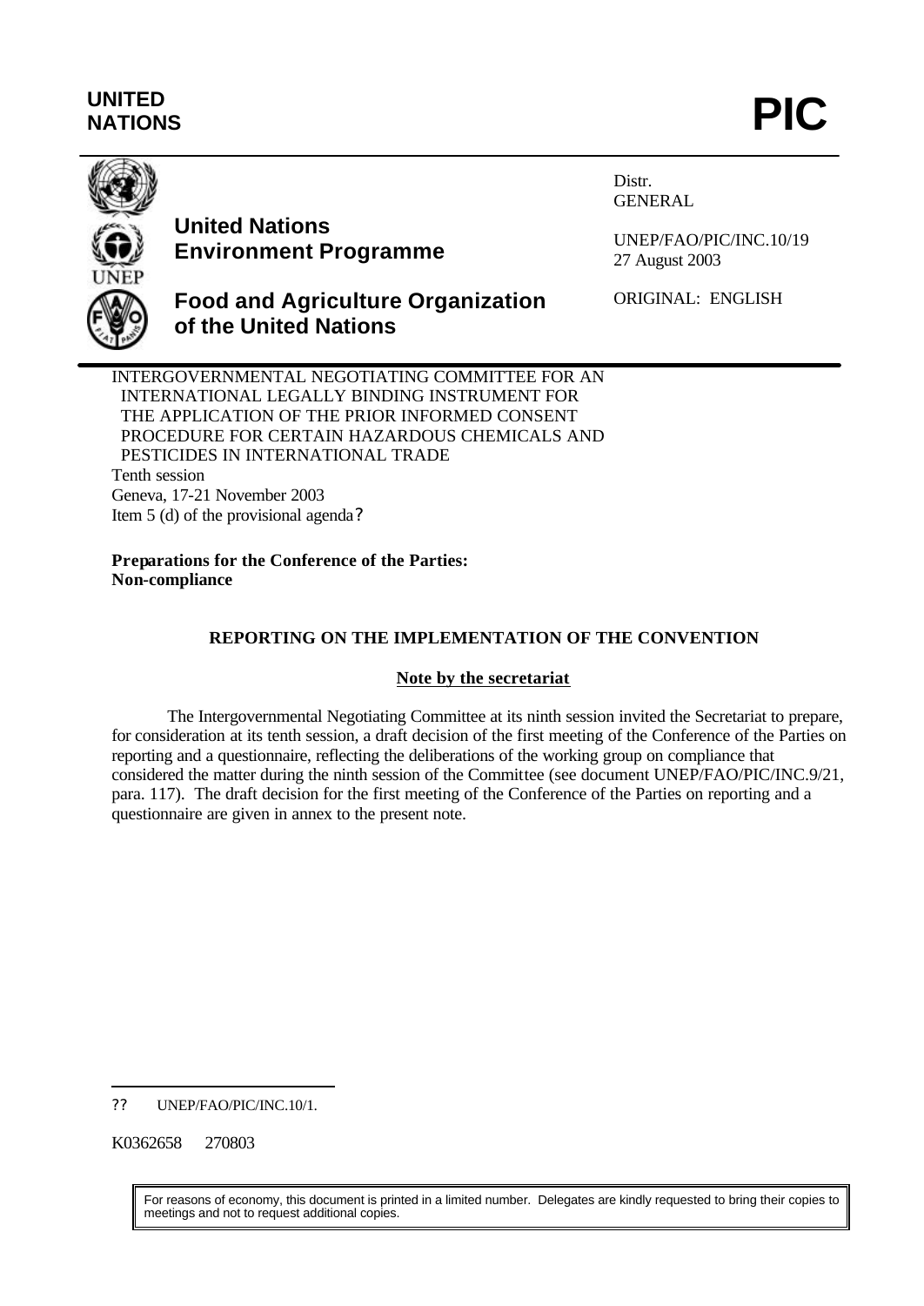UNITED NATIONS

# PIC

**United Nations Environment Programme**

**Food and Agriculture Organization of the United Nations**

Distr.
GENERAL

UNEP/FAO/PIC/INC.10/19
27 August 2003

ORIGINAL: ENGLISH

INTERGOVERNMENTAL NEGOTIATING COMMITTEE FOR AN INTERNATIONAL LEGALLY BINDING INSTRUMENT FOR THE APPLICATION OF THE PRIOR INFORMED CONSENT PROCEDURE FOR CERTAIN HAZARDOUS CHEMICALS AND PESTICIDES IN INTERNATIONAL TRADE
Tenth session
Geneva, 17-21 November 2003
Item 5 (d) of the provisional agenda?

**Preparations for the Conference of the Parties: Non-compliance**

## REPORTING ON THE IMPLEMENTATION OF THE CONVENTION

### Note by the secretariat

The Intergovernmental Negotiating Committee at its ninth session invited the Secretariat to prepare, for consideration at its tenth session, a draft decision of the first meeting of the Conference of the Parties on reporting and a questionnaire, reflecting the deliberations of the working group on compliance that considered the matter during the ninth session of the Committee (see document UNEP/FAO/PIC/INC.9/21, para. 117). The draft decision for the first meeting of the Conference of the Parties on reporting and a questionnaire are given in annex to the present note.

?? UNEP/FAO/PIC/INC.10/1.

K0362658 270803

For reasons of economy, this document is printed in a limited number. Delegates are kindly requested to bring their copies to meetings and not to request additional copies.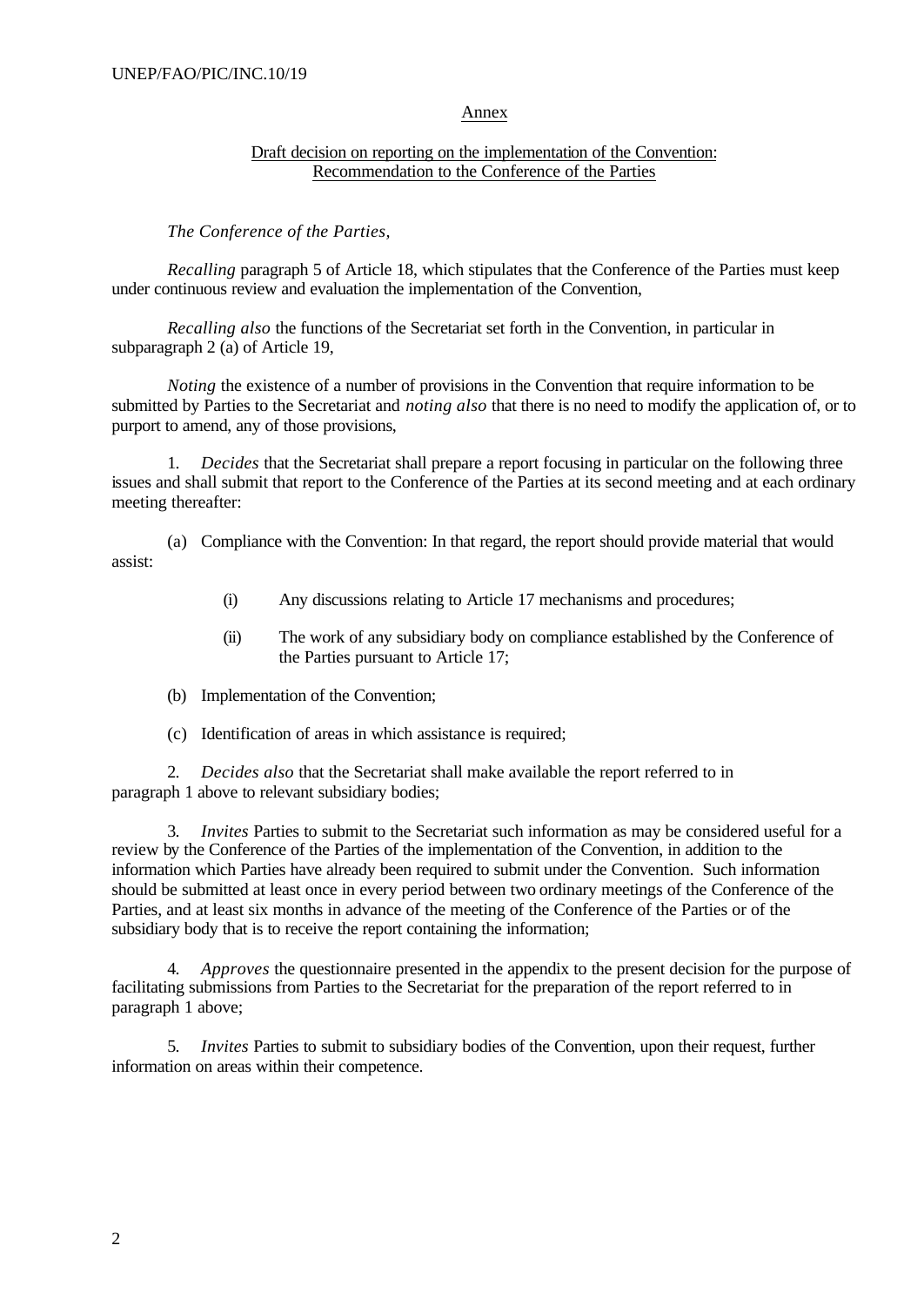Annex

Draft decision on reporting on the implementation of the Convention: Recommendation to the Conference of the Parties

*The Conference of the Parties,*

*Recalling* paragraph 5 of Article 18, which stipulates that the Conference of the Parties must keep under continuous review and evaluation the implementation of the Convention,

*Recalling also* the functions of the Secretariat set forth in the Convention, in particular in subparagraph 2 (a) of Article 19,

*Noting* the existence of a number of provisions in the Convention that require information to be submitted by Parties to the Secretariat and *noting also* that there is no need to modify the application of, or to purport to amend, any of those provisions,

1. *Decides* that the Secretariat shall prepare a report focusing in particular on the following three issues and shall submit that report to the Conference of the Parties at its second meeting and at each ordinary meeting thereafter:

(a) Compliance with the Convention: In that regard, the report should provide material that would assist:

(i) Any discussions relating to Article 17 mechanisms and procedures;

(ii) The work of any subsidiary body on compliance established by the Conference of the Parties pursuant to Article 17;

(b) Implementation of the Convention;

(c) Identification of areas in which assistance is required;

2. *Decides also* that the Secretariat shall make available the report referred to in paragraph 1 above to relevant subsidiary bodies;

3. *Invites* Parties to submit to the Secretariat such information as may be considered useful for a review by the Conference of the Parties of the implementation of the Convention, in addition to the information which Parties have already been required to submit under the Convention. Such information should be submitted at least once in every period between two ordinary meetings of the Conference of the Parties, and at least six months in advance of the meeting of the Conference of the Parties or of the subsidiary body that is to receive the report containing the information;

4. *Approves* the questionnaire presented in the appendix to the present decision for the purpose of facilitating submissions from Parties to the Secretariat for the preparation of the report referred to in paragraph 1 above;

5. *Invites* Parties to submit to subsidiary bodies of the Convention, upon their request, further information on areas within their competence.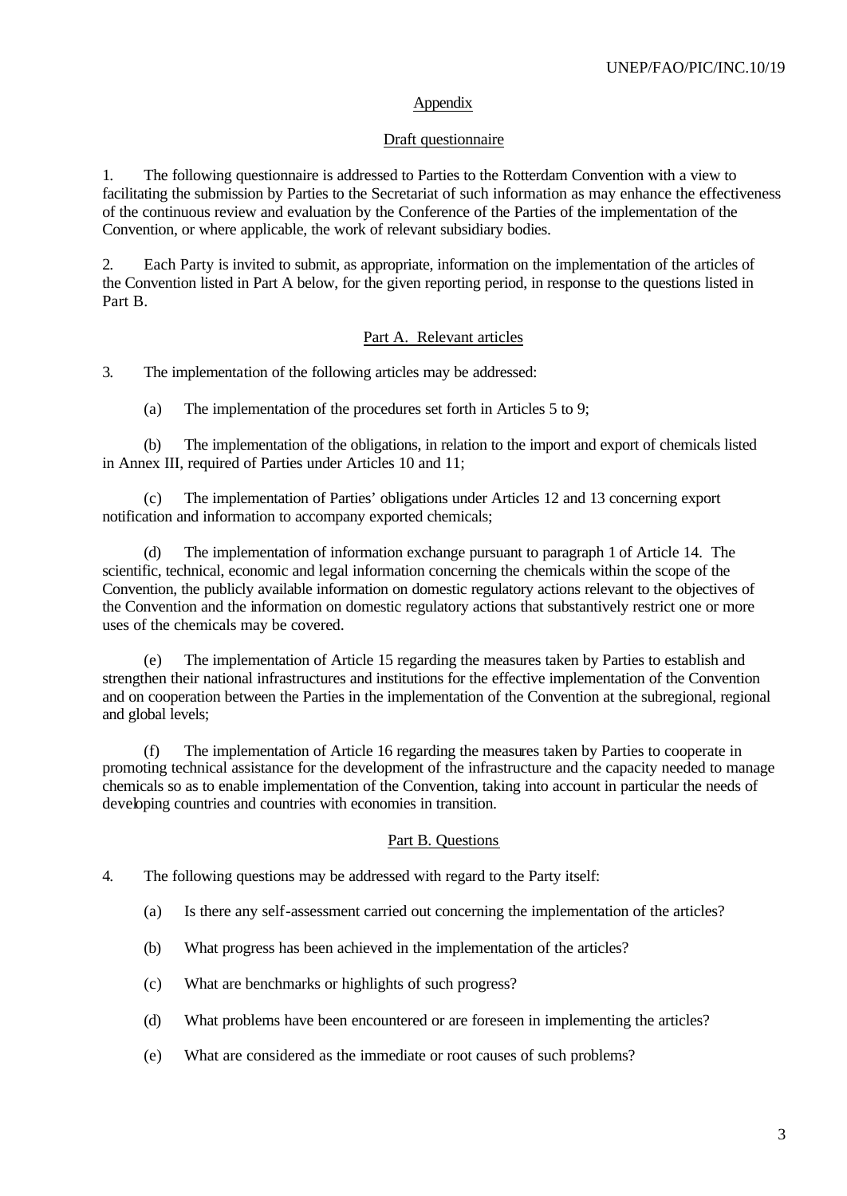## Appendix

### Draft questionnaire

1. The following questionnaire is addressed to Parties to the Rotterdam Convention with a view to facilitating the submission by Parties to the Secretariat of such information as may enhance the effectiveness of the continuous review and evaluation by the Conference of the Parties of the implementation of the Convention, or where applicable, the work of relevant subsidiary bodies.

2. Each Party is invited to submit, as appropriate, information on the implementation of the articles of the Convention listed in Part A below, for the given reporting period, in response to the questions listed in Part B.

### Part A. Relevant articles

3. The implementation of the following articles may be addressed:

(a) The implementation of the procedures set forth in Articles 5 to 9;

(b) The implementation of the obligations, in relation to the import and export of chemicals listed in Annex III, required of Parties under Articles 10 and 11;

(c) The implementation of Parties' obligations under Articles 12 and 13 concerning export notification and information to accompany exported chemicals;

(d) The implementation of information exchange pursuant to paragraph 1 of Article 14. The scientific, technical, economic and legal information concerning the chemicals within the scope of the Convention, the publicly available information on domestic regulatory actions relevant to the objectives of the Convention and the information on domestic regulatory actions that substantively restrict one or more uses of the chemicals may be covered.

(e) The implementation of Article 15 regarding the measures taken by Parties to establish and strengthen their national infrastructures and institutions for the effective implementation of the Convention and on cooperation between the Parties in the implementation of the Convention at the subregional, regional and global levels;

(f) The implementation of Article 16 regarding the measures taken by Parties to cooperate in promoting technical assistance for the development of the infrastructure and the capacity needed to manage chemicals so as to enable implementation of the Convention, taking into account in particular the needs of developing countries and countries with economies in transition.

### Part B. Questions

4. The following questions may be addressed with regard to the Party itself:

(a) Is there any self-assessment carried out concerning the implementation of the articles?

(b) What progress has been achieved in the implementation of the articles?

(c) What are benchmarks or highlights of such progress?

(d) What problems have been encountered or are foreseen in implementing the articles?

(e) What are considered as the immediate or root causes of such problems?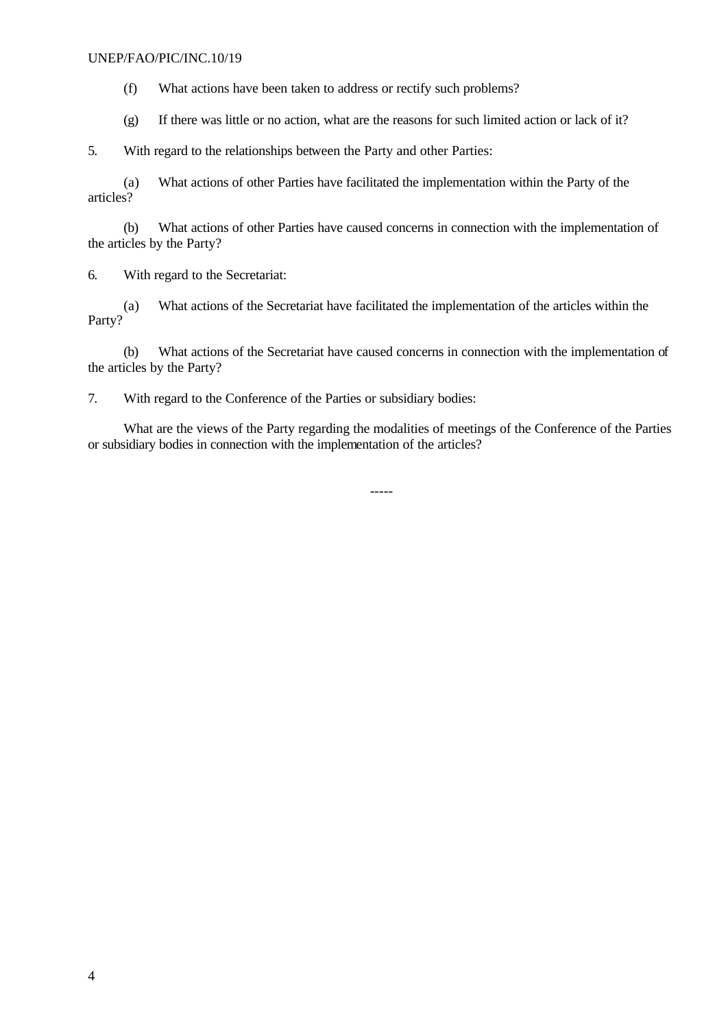(f) What actions have been taken to address or rectify such problems?

(g) If there was little or no action, what are the reasons for such limited action or lack of it?

5. With regard to the relationships between the Party and other Parties:

(a) What actions of other Parties have facilitated the implementation within the Party of the articles?

(b) What actions of other Parties have caused concerns in connection with the implementation of the articles by the Party?

6. With regard to the Secretariat:

(a) What actions of the Secretariat have facilitated the implementation of the articles within the Party?

(b) What actions of the Secretariat have caused concerns in connection with the implementation of the articles by the Party?

7. With regard to the Conference of the Parties or subsidiary bodies:

What are the views of the Party regarding the modalities of meetings of the Conference of the Parties or subsidiary bodies in connection with the implementation of the articles?

-----